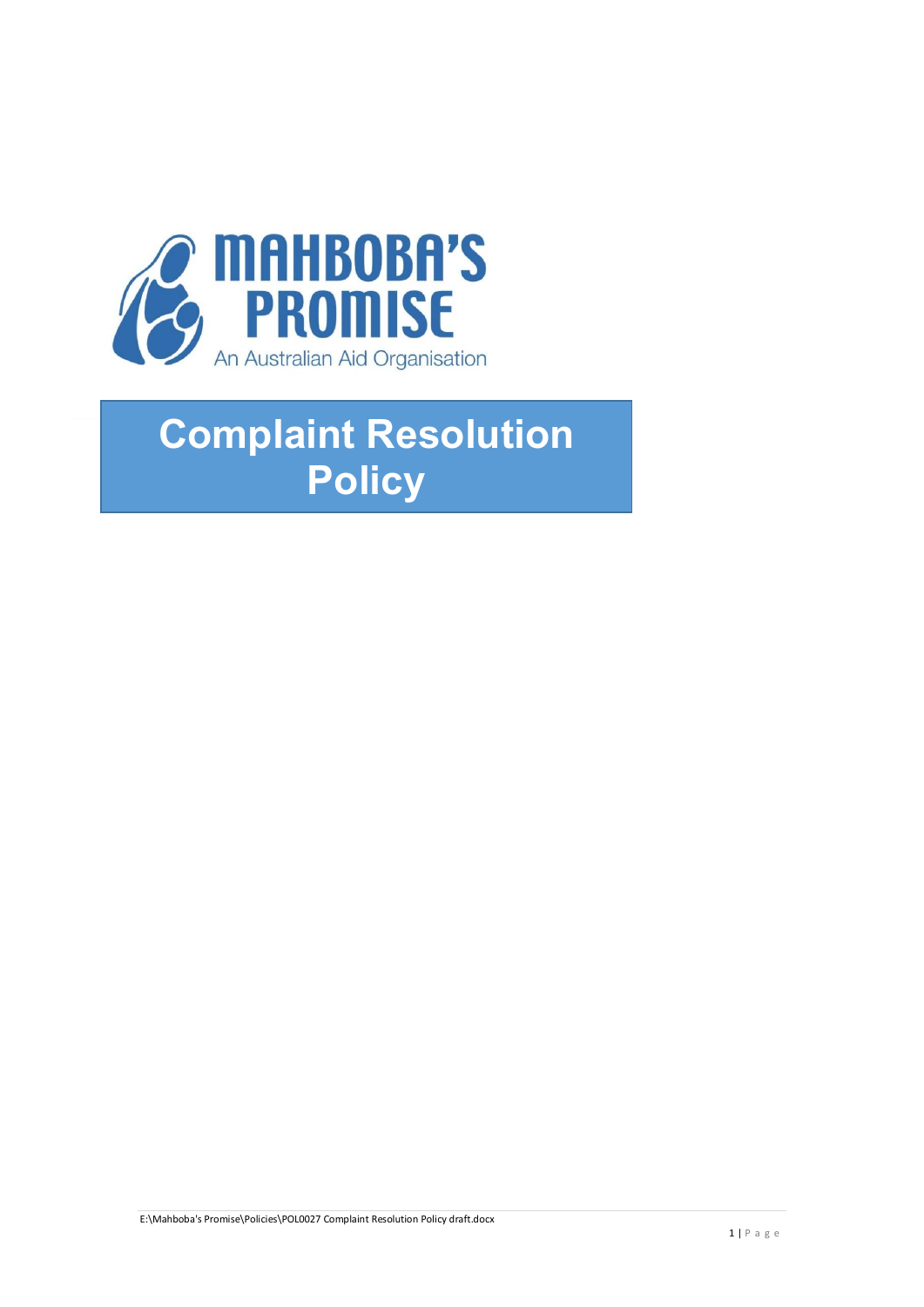MAHBOBA'S PROMISE

An Australian Aid Organisation

# Complaint Resolution Policy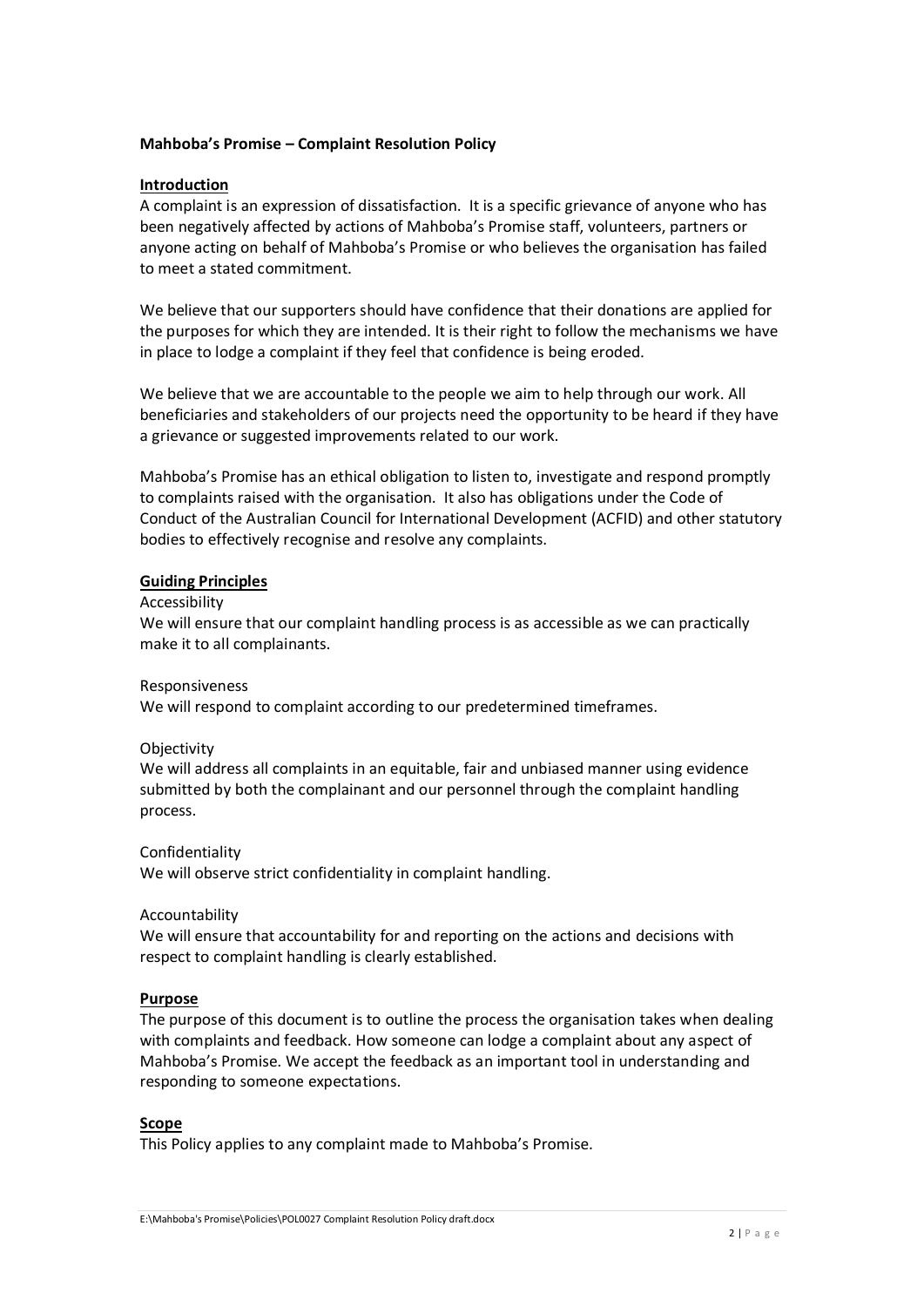**Mahboba's Promise – Complaint Resolution Policy**

## Introduction

A complaint is an expression of dissatisfaction. It is a specific grievance of anyone who has been negatively affected by actions of Mahboba's Promise staff, volunteers, partners or anyone acting on behalf of Mahboba's Promise or who believes the organisation has failed to meet a stated commitment.

We believe that our supporters should have confidence that their donations are applied for the purposes for which they are intended. It is their right to follow the mechanisms we have in place to lodge a complaint if they feel that confidence is being eroded.

We believe that we are accountable to the people we aim to help through our work. All beneficiaries and stakeholders of our projects need the opportunity to be heard if they have a grievance or suggested improvements related to our work.

Mahboba's Promise has an ethical obligation to listen to, investigate and respond promptly to complaints raised with the organisation. It also has obligations under the Code of Conduct of the Australian Council for International Development (ACFID) and other statutory bodies to effectively recognise and resolve any complaints.

## Guiding Principles

Accessibility
We will ensure that our complaint handling process is as accessible as we can practically make it to all complainants.

Responsiveness
We will respond to complaint according to our predetermined timeframes.

Objectivity
We will address all complaints in an equitable, fair and unbiased manner using evidence submitted by both the complainant and our personnel through the complaint handling process.

Confidentiality
We will observe strict confidentiality in complaint handling.

Accountability
We will ensure that accountability for and reporting on the actions and decisions with respect to complaint handling is clearly established.

## Purpose

The purpose of this document is to outline the process the organisation takes when dealing with complaints and feedback. How someone can lodge a complaint about any aspect of Mahboba's Promise. We accept the feedback as an important tool in understanding and responding to someone expectations.

## Scope

This Policy applies to any complaint made to Mahboba's Promise.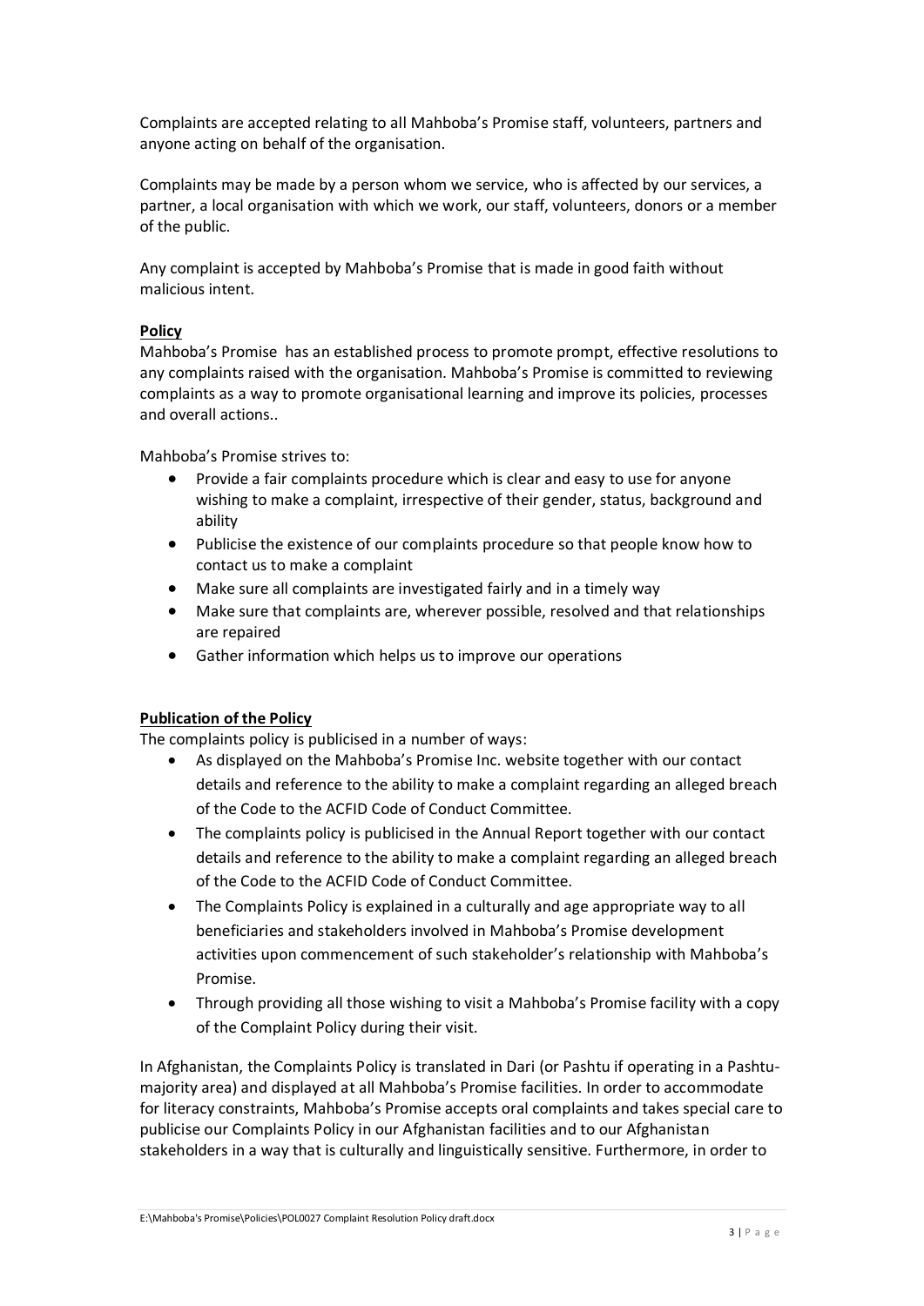Complaints are accepted relating to all Mahboba's Promise staff, volunteers, partners and anyone acting on behalf of the organisation.

Complaints may be made by a person whom we service, who is affected by our services, a partner, a local organisation with which we work, our staff, volunteers, donors or a member of the public.

Any complaint is accepted by Mahboba's Promise that is made in good faith without malicious intent.

**Policy**

Mahboba's Promise has an established process to promote prompt, effective resolutions to any complaints raised with the organisation. Mahboba's Promise is committed to reviewing complaints as a way to promote organisational learning and improve its policies, processes and overall actions..

Mahboba's Promise strives to:

- Provide a fair complaints procedure which is clear and easy to use for anyone wishing to make a complaint, irrespective of their gender, status, background and ability
- Publicise the existence of our complaints procedure so that people know how to contact us to make a complaint
- Make sure all complaints are investigated fairly and in a timely way
- Make sure that complaints are, wherever possible, resolved and that relationships are repaired
- Gather information which helps us to improve our operations

**Publication of the Policy**

The complaints policy is publicised in a number of ways:

- As displayed on the Mahboba's Promise Inc. website together with our contact details and reference to the ability to make a complaint regarding an alleged breach of the Code to the ACFID Code of Conduct Committee.
- The complaints policy is publicised in the Annual Report together with our contact details and reference to the ability to make a complaint regarding an alleged breach of the Code to the ACFID Code of Conduct Committee.
- The Complaints Policy is explained in a culturally and age appropriate way to all beneficiaries and stakeholders involved in Mahboba's Promise development activities upon commencement of such stakeholder's relationship with Mahboba's Promise.
- Through providing all those wishing to visit a Mahboba's Promise facility with a copy of the Complaint Policy during their visit.

In Afghanistan, the Complaints Policy is translated in Dari (or Pashtu if operating in a Pashtu-majority area) and displayed at all Mahboba's Promise facilities. In order to accommodate for literacy constraints, Mahboba's Promise accepts oral complaints and takes special care to publicise our Complaints Policy in our Afghanistan facilities and to our Afghanistan stakeholders in a way that is culturally and linguistically sensitive. Furthermore, in order to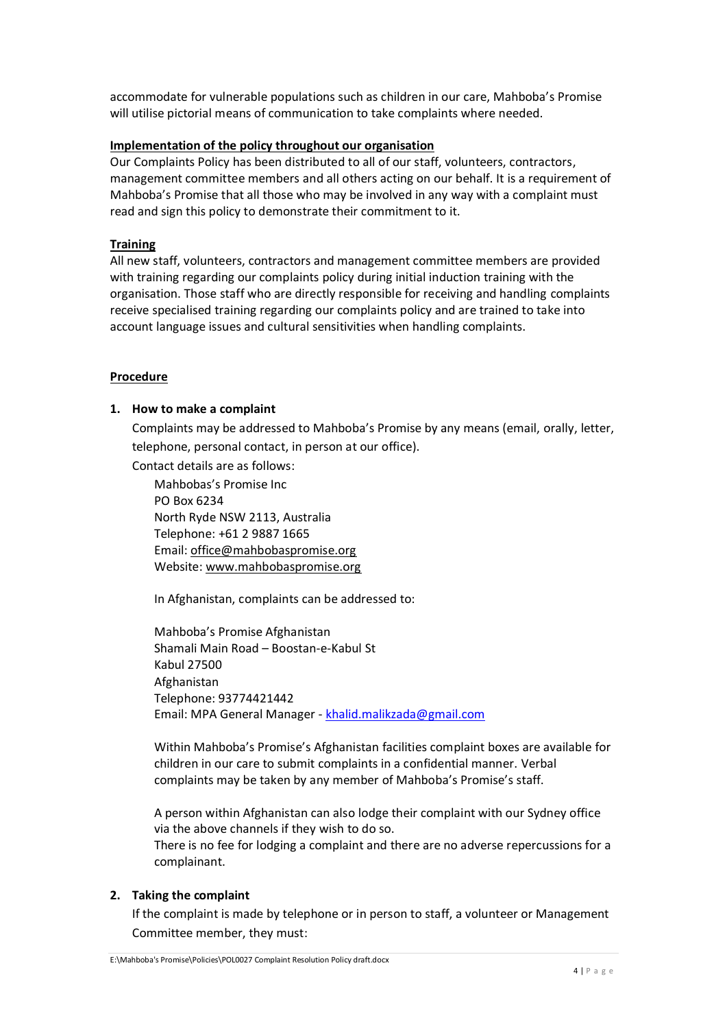accommodate for vulnerable populations such as children in our care, Mahboba's Promise will utilise pictorial means of communication to take complaints where needed.

**Implementation of the policy throughout our organisation**

Our Complaints Policy has been distributed to all of our staff, volunteers, contractors, management committee members and all others acting on our behalf. It is a requirement of Mahboba's Promise that all those who may be involved in any way with a complaint must read and sign this policy to demonstrate their commitment to it.

**Training**

All new staff, volunteers, contractors and management committee members are provided with training regarding our complaints policy during initial induction training with the organisation. Those staff who are directly responsible for receiving and handling complaints receive specialised training regarding our complaints policy and are trained to take into account language issues and cultural sensitivities when handling complaints.

## Procedure

**1. How to make a complaint**

Complaints may be addressed to Mahboba's Promise by any means (email, orally, letter, telephone, personal contact, in person at our office).

Contact details are as follows:

Mahbobas's Promise Inc
PO Box 6234
North Ryde NSW 2113, Australia
Telephone: +61 2 9887 1665
Email: office@mahbobaspromise.org
Website: www.mahbobaspromise.org

In Afghanistan, complaints can be addressed to:

Mahboba's Promise Afghanistan
Shamali Main Road – Boostan-e-Kabul St
Kabul 27500
Afghanistan
Telephone: 93774421442
Email: MPA General Manager - khalid.malikzada@gmail.com

Within Mahboba's Promise's Afghanistan facilities complaint boxes are available for children in our care to submit complaints in a confidential manner. Verbal complaints may be taken by any member of Mahboba's Promise's staff.

A person within Afghanistan can also lodge their complaint with our Sydney office via the above channels if they wish to do so.
There is no fee for lodging a complaint and there are no adverse repercussions for a complainant.

**2. Taking the complaint**

If the complaint is made by telephone or in person to staff, a volunteer or Management Committee member, they must: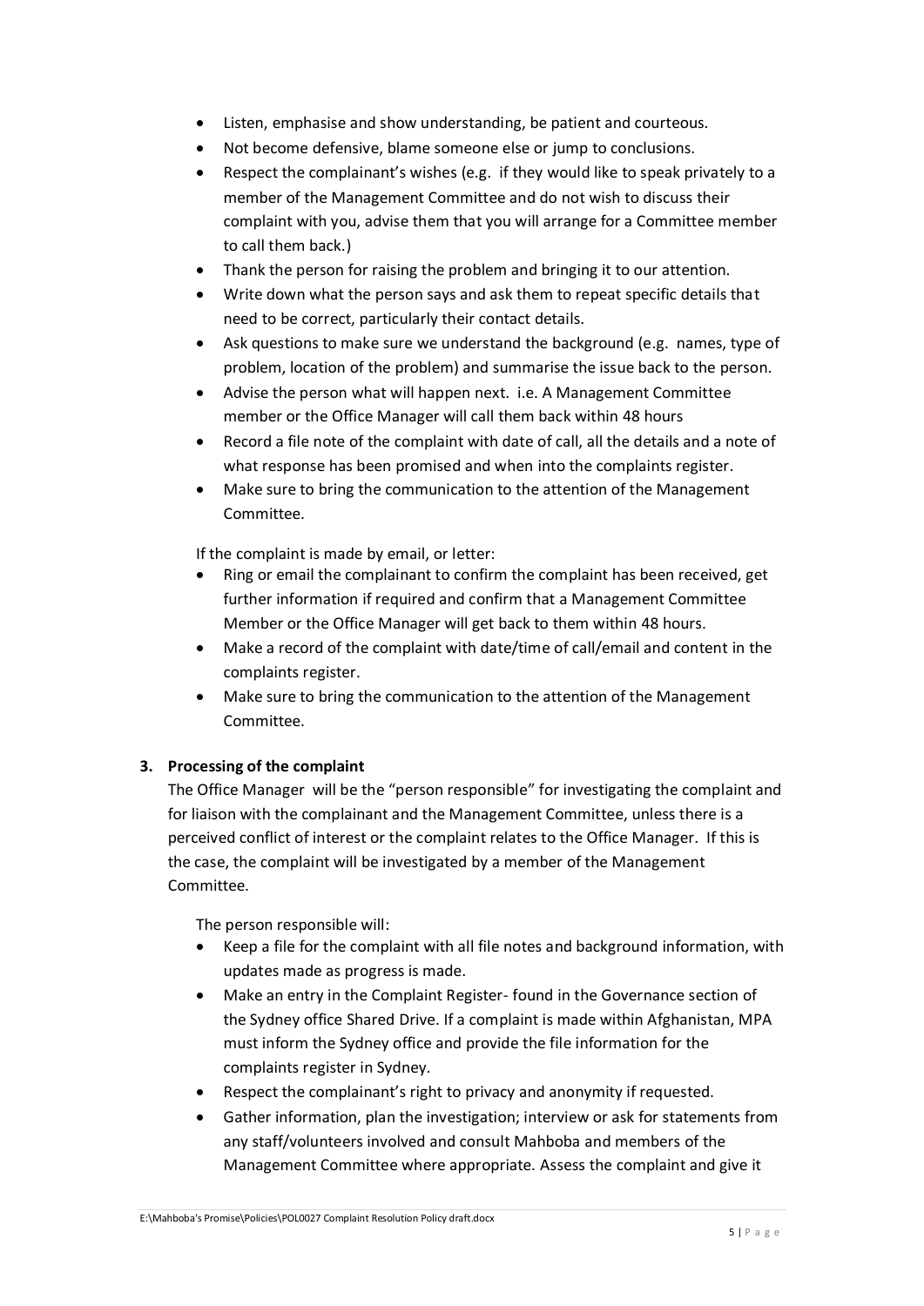- Listen, emphasise and show understanding, be patient and courteous.
- Not become defensive, blame someone else or jump to conclusions.
- Respect the complainant's wishes (e.g. if they would like to speak privately to a member of the Management Committee and do not wish to discuss their complaint with you, advise them that you will arrange for a Committee member to call them back.)
- Thank the person for raising the problem and bringing it to our attention.
- Write down what the person says and ask them to repeat specific details that need to be correct, particularly their contact details.
- Ask questions to make sure we understand the background (e.g. names, type of problem, location of the problem) and summarise the issue back to the person.
- Advise the person what will happen next. i.e. A Management Committee member or the Office Manager will call them back within 48 hours
- Record a file note of the complaint with date of call, all the details and a note of what response has been promised and when into the complaints register.
- Make sure to bring the communication to the attention of the Management Committee.

If the complaint is made by email, or letter:

- Ring or email the complainant to confirm the complaint has been received, get further information if required and confirm that a Management Committee Member or the Office Manager will get back to them within 48 hours.
- Make a record of the complaint with date/time of call/email and content in the complaints register.
- Make sure to bring the communication to the attention of the Management Committee.

**3. Processing of the complaint**

The Office Manager will be the "person responsible" for investigating the complaint and for liaison with the complainant and the Management Committee, unless there is a perceived conflict of interest or the complaint relates to the Office Manager. If this is the case, the complaint will be investigated by a member of the Management Committee.

The person responsible will:

- Keep a file for the complaint with all file notes and background information, with updates made as progress is made.
- Make an entry in the Complaint Register- found in the Governance section of the Sydney office Shared Drive. If a complaint is made within Afghanistan, MPA must inform the Sydney office and provide the file information for the complaints register in Sydney.
- Respect the complainant's right to privacy and anonymity if requested.
- Gather information, plan the investigation; interview or ask for statements from any staff/volunteers involved and consult Mahboba and members of the Management Committee where appropriate. Assess the complaint and give it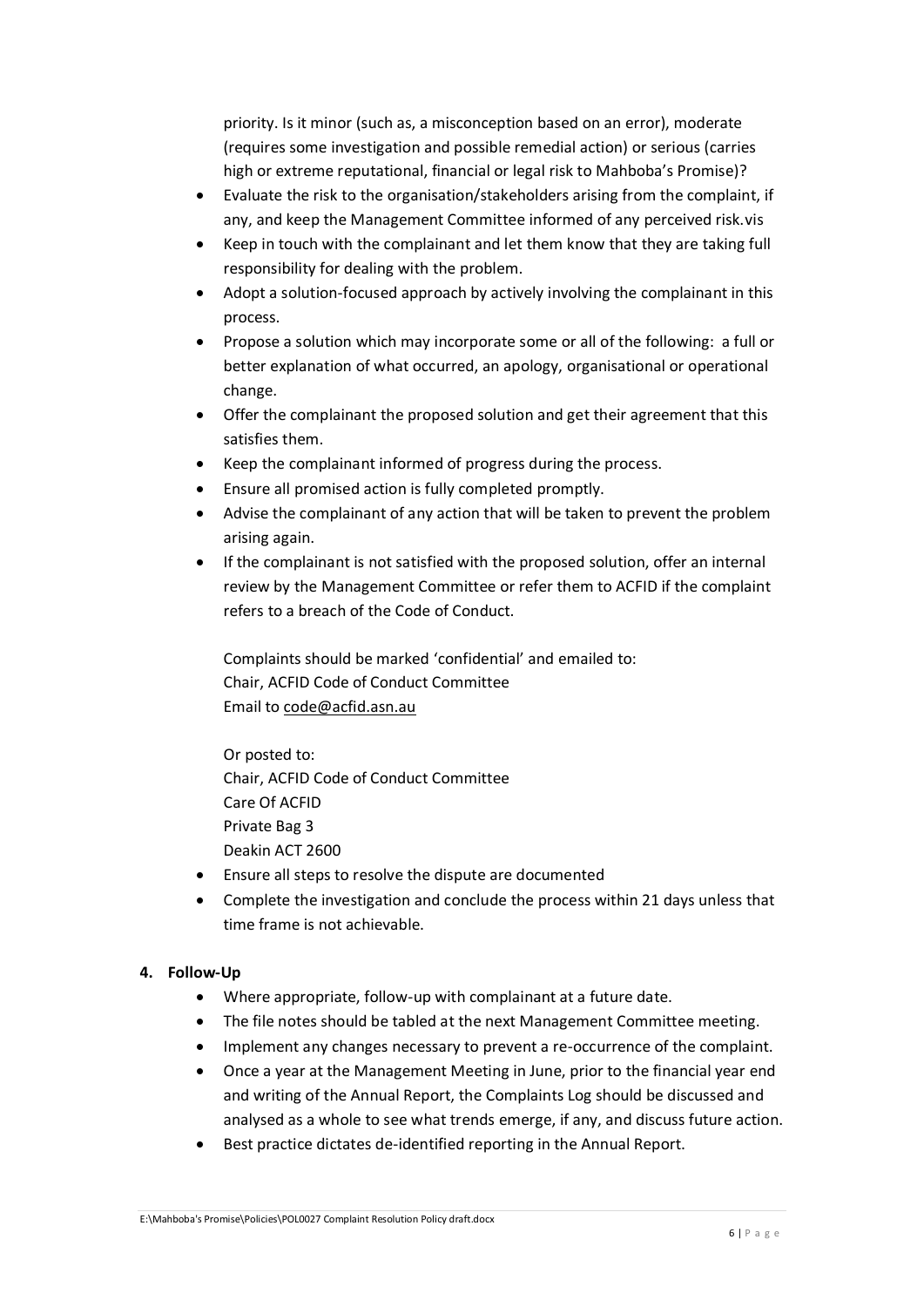priority. Is it minor (such as, a misconception based on an error), moderate (requires some investigation and possible remedial action) or serious (carries high or extreme reputational, financial or legal risk to Mahboba's Promise)?

- Evaluate the risk to the organisation/stakeholders arising from the complaint, if any, and keep the Management Committee informed of any perceived risk.vis
- Keep in touch with the complainant and let them know that they are taking full responsibility for dealing with the problem.
- Adopt a solution-focused approach by actively involving the complainant in this process.
- Propose a solution which may incorporate some or all of the following: a full or better explanation of what occurred, an apology, organisational or operational change.
- Offer the complainant the proposed solution and get their agreement that this satisfies them.
- Keep the complainant informed of progress during the process.
- Ensure all promised action is fully completed promptly.
- Advise the complainant of any action that will be taken to prevent the problem arising again.
- If the complainant is not satisfied with the proposed solution, offer an internal review by the Management Committee or refer them to ACFID if the complaint refers to a breach of the Code of Conduct.

  Complaints should be marked 'confidential' and emailed to:
  Chair, ACFID Code of Conduct Committee
  Email to code@acfid.asn.au

  Or posted to:
  Chair, ACFID Code of Conduct Committee
  Care Of ACFID
  Private Bag 3
  Deakin ACT 2600
- Ensure all steps to resolve the dispute are documented
- Complete the investigation and conclude the process within 21 days unless that time frame is not achievable.

**4. Follow-Up**

- Where appropriate, follow-up with complainant at a future date.
- The file notes should be tabled at the next Management Committee meeting.
- Implement any changes necessary to prevent a re-occurrence of the complaint.
- Once a year at the Management Meeting in June, prior to the financial year end and writing of the Annual Report, the Complaints Log should be discussed and analysed as a whole to see what trends emerge, if any, and discuss future action.
- Best practice dictates de-identified reporting in the Annual Report.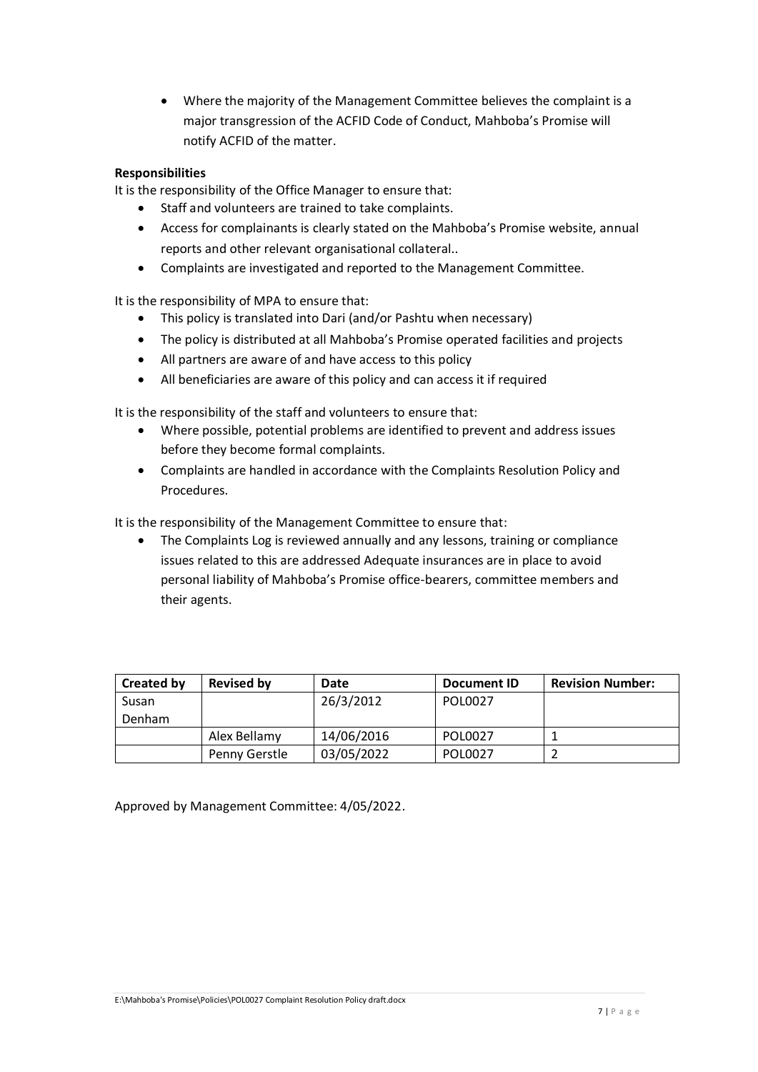- Where the majority of the Management Committee believes the complaint is a major transgression of the ACFID Code of Conduct, Mahboba's Promise will notify ACFID of the matter.

**Responsibilities**

It is the responsibility of the Office Manager to ensure that:

- Staff and volunteers are trained to take complaints.
- Access for complainants is clearly stated on the Mahboba's Promise website, annual reports and other relevant organisational collateral..
- Complaints are investigated and reported to the Management Committee.

It is the responsibility of MPA to ensure that:

- This policy is translated into Dari (and/or Pashtu when necessary)
- The policy is distributed at all Mahboba's Promise operated facilities and projects
- All partners are aware of and have access to this policy
- All beneficiaries are aware of this policy and can access it if required

It is the responsibility of the staff and volunteers to ensure that:

- Where possible, potential problems are identified to prevent and address issues before they become formal complaints.
- Complaints are handled in accordance with the Complaints Resolution Policy and Procedures.

It is the responsibility of the Management Committee to ensure that:

- The Complaints Log is reviewed annually and any lessons, training or compliance issues related to this are addressed Adequate insurances are in place to avoid personal liability of Mahboba's Promise office-bearers, committee members and their agents.

| Created by | Revised by | Date | Document ID | Revision Number: |
|---|---|---|---|---|
| Susan Denham | | 26/3/2012 | POL0027 | |
| | Alex Bellamy | 14/06/2016 | POL0027 | 1 |
| | Penny Gerstle | 03/05/2022 | POL0027 | 2 |

Approved by Management Committee: 4/05/2022.

E:\Mahboba's Promise\Policies\POL0027 Complaint Resolution Policy draft.docx